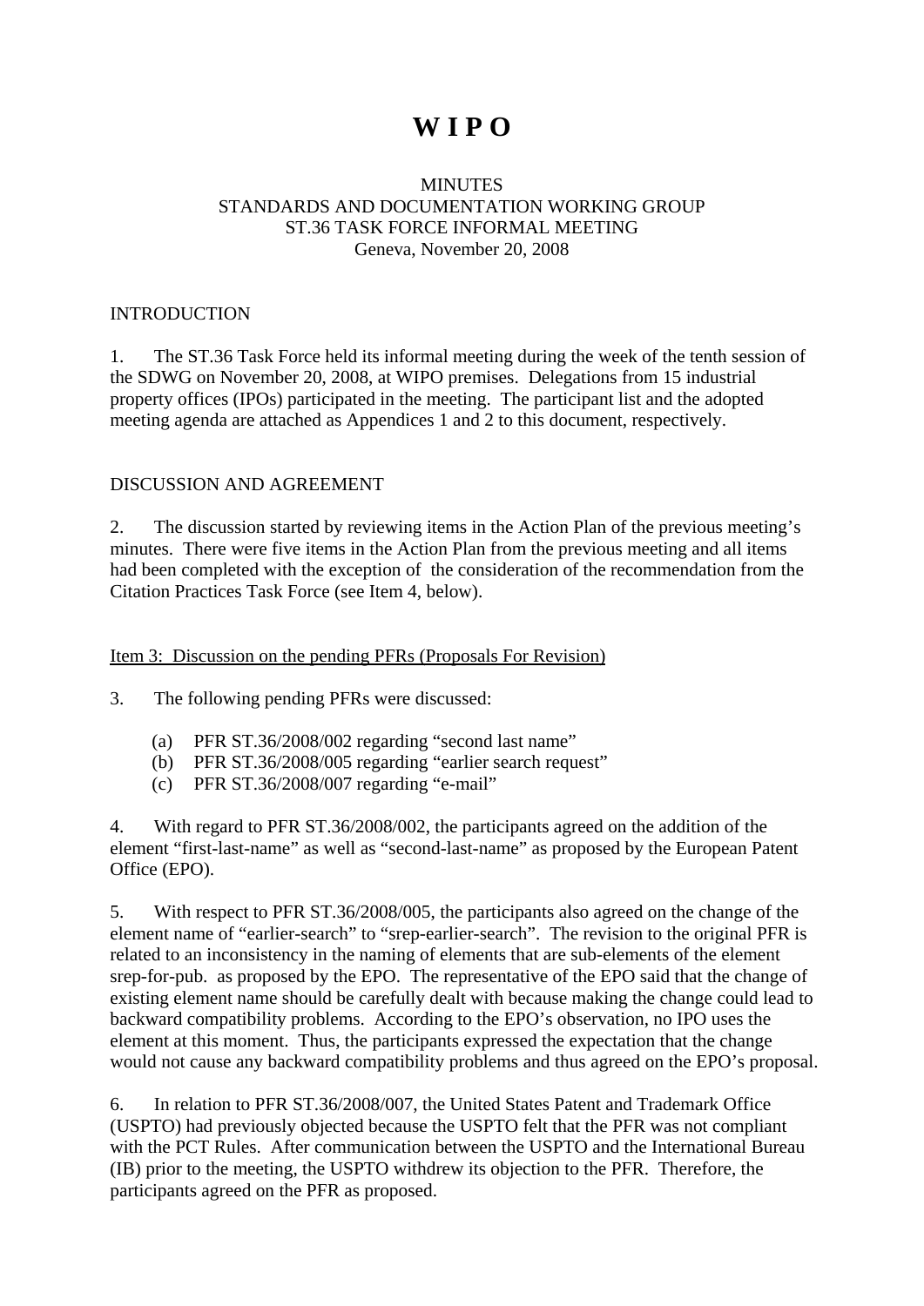# W I P O

MINUTES
STANDARDS AND DOCUMENTATION WORKING GROUP
ST.36 TASK FORCE INFORMAL MEETING
Geneva, November 20, 2008

## INTRODUCTION

1. The ST.36 Task Force held its informal meeting during the week of the tenth session of the SDWG on November 20, 2008, at WIPO premises. Delegations from 15 industrial property offices (IPOs) participated in the meeting. The participant list and the adopted meeting agenda are attached as Appendices 1 and 2 to this document, respectively.

## DISCUSSION AND AGREEMENT

2. The discussion started by reviewing items in the Action Plan of the previous meeting's minutes. There were five items in the Action Plan from the previous meeting and all items had been completed with the exception of the consideration of the recommendation from the Citation Practices Task Force (see Item 4, below).

<u>Item 3: Discussion on the pending PFRs (Proposals For Revision)</u>

3. The following pending PFRs were discussed:

   (a) PFR ST.36/2008/002 regarding "second last name"
   (b) PFR ST.36/2008/005 regarding "earlier search request"
   (c) PFR ST.36/2008/007 regarding "e-mail"

4. With regard to PFR ST.36/2008/002, the participants agreed on the addition of the element "first-last-name" as well as "second-last-name" as proposed by the European Patent Office (EPO).

5. With respect to PFR ST.36/2008/005, the participants also agreed on the change of the element name of "earlier-search" to "srep-earlier-search". The revision to the original PFR is related to an inconsistency in the naming of elements that are sub-elements of the element srep-for-pub. as proposed by the EPO. The representative of the EPO said that the change of existing element name should be carefully dealt with because making the change could lead to backward compatibility problems. According to the EPO's observation, no IPO uses the element at this moment. Thus, the participants expressed the expectation that the change would not cause any backward compatibility problems and thus agreed on the EPO's proposal.

6. In relation to PFR ST.36/2008/007, the United States Patent and Trademark Office (USPTO) had previously objected because the USPTO felt that the PFR was not compliant with the PCT Rules. After communication between the USPTO and the International Bureau (IB) prior to the meeting, the USPTO withdrew its objection to the PFR. Therefore, the participants agreed on the PFR as proposed.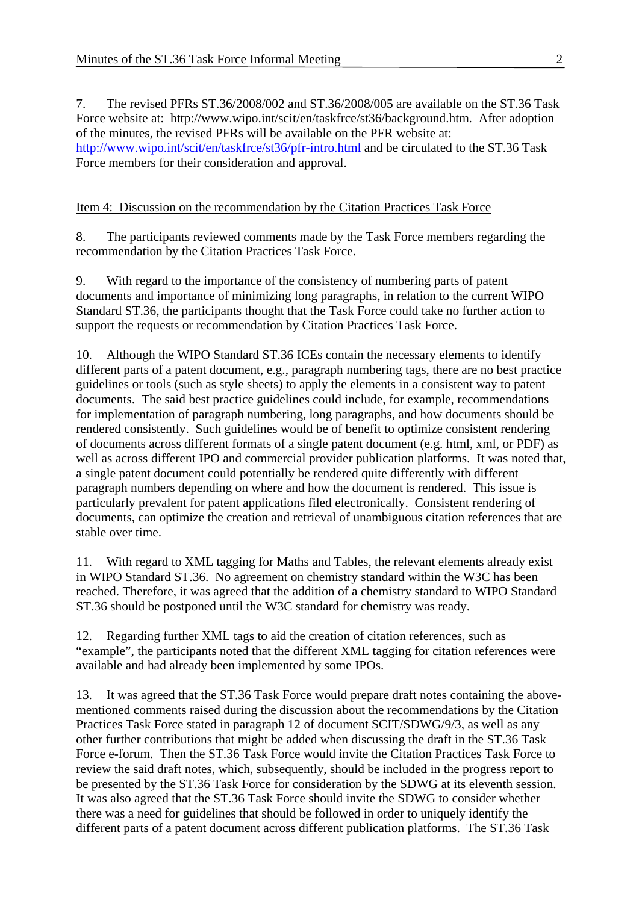7. The revised PFRs ST.36/2008/002 and ST.36/2008/005 are available on the ST.36 Task Force website at: http://www.wipo.int/scit/en/taskfrce/st36/background.htm. After adoption of the minutes, the revised PFRs will be available on the PFR website at: http://www.wipo.int/scit/en/taskfrce/st36/pfr-intro.html and be circulated to the ST.36 Task Force members for their consideration and approval.

Item 4: Discussion on the recommendation by the Citation Practices Task Force

8. The participants reviewed comments made by the Task Force members regarding the recommendation by the Citation Practices Task Force.

9. With regard to the importance of the consistency of numbering parts of patent documents and importance of minimizing long paragraphs, in relation to the current WIPO Standard ST.36, the participants thought that the Task Force could take no further action to support the requests or recommendation by Citation Practices Task Force.

10. Although the WIPO Standard ST.36 ICEs contain the necessary elements to identify different parts of a patent document, e.g., paragraph numbering tags, there are no best practice guidelines or tools (such as style sheets) to apply the elements in a consistent way to patent documents. The said best practice guidelines could include, for example, recommendations for implementation of paragraph numbering, long paragraphs, and how documents should be rendered consistently. Such guidelines would be of benefit to optimize consistent rendering of documents across different formats of a single patent document (e.g. html, xml, or PDF) as well as across different IPO and commercial provider publication platforms. It was noted that, a single patent document could potentially be rendered quite differently with different paragraph numbers depending on where and how the document is rendered. This issue is particularly prevalent for patent applications filed electronically. Consistent rendering of documents, can optimize the creation and retrieval of unambiguous citation references that are stable over time.

11. With regard to XML tagging for Maths and Tables, the relevant elements already exist in WIPO Standard ST.36. No agreement on chemistry standard within the W3C has been reached. Therefore, it was agreed that the addition of a chemistry standard to WIPO Standard ST.36 should be postponed until the W3C standard for chemistry was ready.

12. Regarding further XML tags to aid the creation of citation references, such as "example", the participants noted that the different XML tagging for citation references were available and had already been implemented by some IPOs.

13. It was agreed that the ST.36 Task Force would prepare draft notes containing the above-mentioned comments raised during the discussion about the recommendations by the Citation Practices Task Force stated in paragraph 12 of document SCIT/SDWG/9/3, as well as any other further contributions that might be added when discussing the draft in the ST.36 Task Force e-forum. Then the ST.36 Task Force would invite the Citation Practices Task Force to review the said draft notes, which, subsequently, should be included in the progress report to be presented by the ST.36 Task Force for consideration by the SDWG at its eleventh session. It was also agreed that the ST.36 Task Force should invite the SDWG to consider whether there was a need for guidelines that should be followed in order to uniquely identify the different parts of a patent document across different publication platforms. The ST.36 Task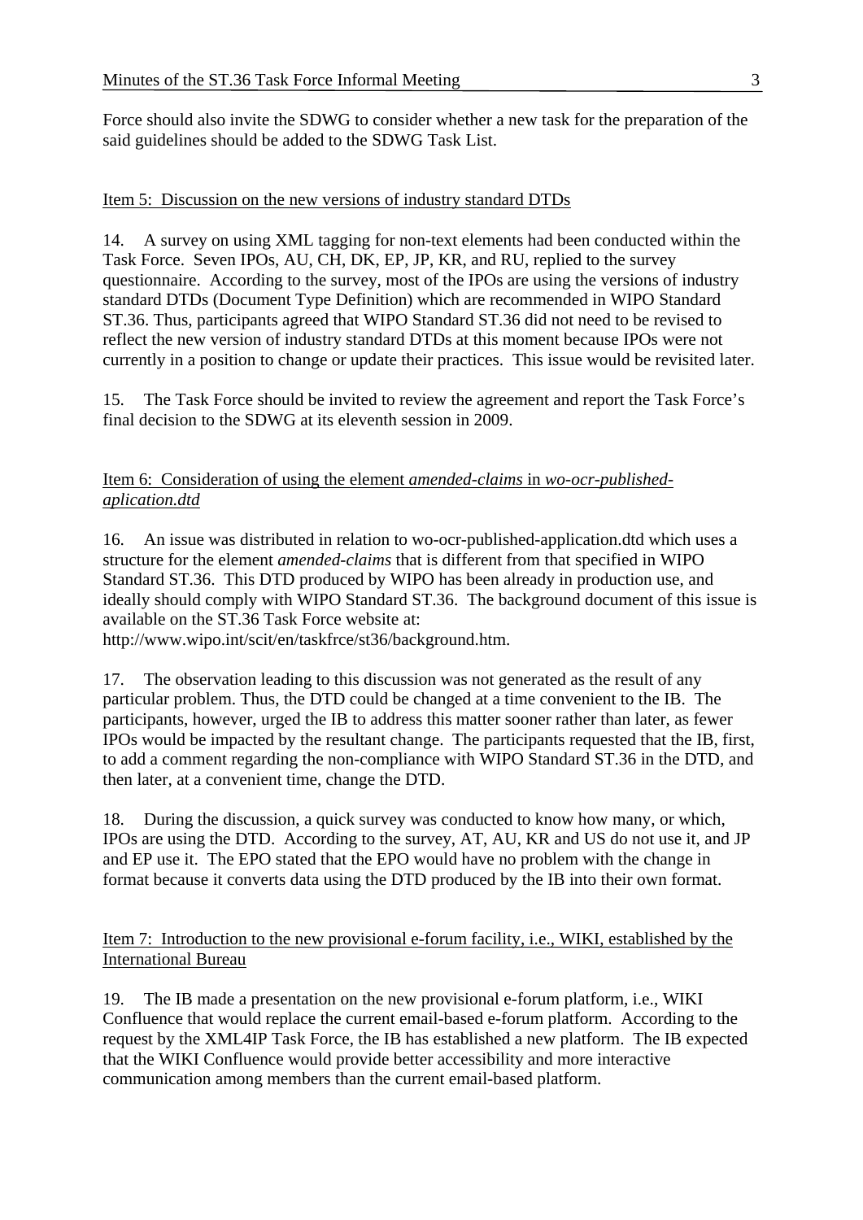Force should also invite the SDWG to consider whether a new task for the preparation of the said guidelines should be added to the SDWG Task List.

## Item 5: Discussion on the new versions of industry standard DTDs

14. A survey on using XML tagging for non-text elements had been conducted within the Task Force. Seven IPOs, AU, CH, DK, EP, JP, KR, and RU, replied to the survey questionnaire. According to the survey, most of the IPOs are using the versions of industry standard DTDs (Document Type Definition) which are recommended in WIPO Standard ST.36. Thus, participants agreed that WIPO Standard ST.36 did not need to be revised to reflect the new version of industry standard DTDs at this moment because IPOs were not currently in a position to change or update their practices. This issue would be revisited later.

15. The Task Force should be invited to review the agreement and report the Task Force's final decision to the SDWG at its eleventh session in 2009.

## Item 6: Consideration of using the element *amended-claims* in *wo-ocr-published-aplication.dtd*

16. An issue was distributed in relation to wo-ocr-published-application.dtd which uses a structure for the element *amended-claims* that is different from that specified in WIPO Standard ST.36. This DTD produced by WIPO has been already in production use, and ideally should comply with WIPO Standard ST.36. The background document of this issue is available on the ST.36 Task Force website at: http://www.wipo.int/scit/en/taskfrce/st36/background.htm.

17. The observation leading to this discussion was not generated as the result of any particular problem. Thus, the DTD could be changed at a time convenient to the IB. The participants, however, urged the IB to address this matter sooner rather than later, as fewer IPOs would be impacted by the resultant change. The participants requested that the IB, first, to add a comment regarding the non-compliance with WIPO Standard ST.36 in the DTD, and then later, at a convenient time, change the DTD.

18. During the discussion, a quick survey was conducted to know how many, or which, IPOs are using the DTD. According to the survey, AT, AU, KR and US do not use it, and JP and EP use it. The EPO stated that the EPO would have no problem with the change in format because it converts data using the DTD produced by the IB into their own format.

## Item 7: Introduction to the new provisional e-forum facility, i.e., WIKI, established by the International Bureau

19. The IB made a presentation on the new provisional e-forum platform, i.e., WIKI Confluence that would replace the current email-based e-forum platform. According to the request by the XML4IP Task Force, the IB has established a new platform. The IB expected that the WIKI Confluence would provide better accessibility and more interactive communication among members than the current email-based platform.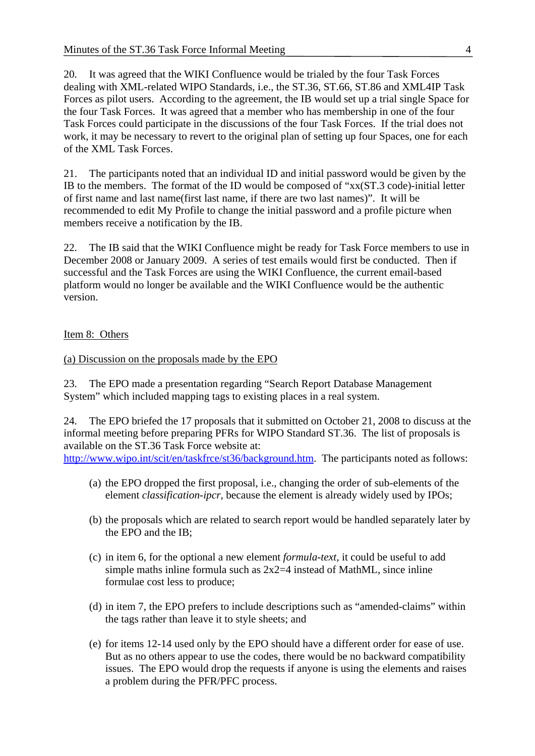20. It was agreed that the WIKI Confluence would be trialed by the four Task Forces dealing with XML-related WIPO Standards, i.e., the ST.36, ST.66, ST.86 and XML4IP Task Forces as pilot users. According to the agreement, the IB would set up a trial single Space for the four Task Forces. It was agreed that a member who has membership in one of the four Task Forces could participate in the discussions of the four Task Forces. If the trial does not work, it may be necessary to revert to the original plan of setting up four Spaces, one for each of the XML Task Forces.

21. The participants noted that an individual ID and initial password would be given by the IB to the members. The format of the ID would be composed of "xx(ST.3 code)-initial letter of first name and last name(first last name, if there are two last names)". It will be recommended to edit My Profile to change the initial password and a profile picture when members receive a notification by the IB.

22. The IB said that the WIKI Confluence might be ready for Task Force members to use in December 2008 or January 2009. A series of test emails would first be conducted. Then if successful and the Task Forces are using the WIKI Confluence, the current email-based platform would no longer be available and the WIKI Confluence would be the authentic version.

Item 8: Others

(a) Discussion on the proposals made by the EPO

23. The EPO made a presentation regarding "Search Report Database Management System" which included mapping tags to existing places in a real system.

24. The EPO briefed the 17 proposals that it submitted on October 21, 2008 to discuss at the informal meeting before preparing PFRs for WIPO Standard ST.36. The list of proposals is available on the ST.36 Task Force website at: [http://www.wipo.int/scit/en/taskfrce/st36/background.htm](http://www.wipo.int/scit/en/taskfrce/st36/background.htm). The participants noted as follows:

(a) the EPO dropped the first proposal, i.e., changing the order of sub-elements of the element *classification-ipcr*, because the element is already widely used by IPOs;

(b) the proposals which are related to search report would be handled separately later by the EPO and the IB;

(c) in item 6, for the optional a new element *formula-text,* it could be useful to add simple maths inline formula such as 2x2=4 instead of MathML, since inline formulae cost less to produce;

(d) in item 7, the EPO prefers to include descriptions such as "amended-claims" within the tags rather than leave it to style sheets; and

(e) for items 12-14 used only by the EPO should have a different order for ease of use. But as no others appear to use the codes, there would be no backward compatibility issues. The EPO would drop the requests if anyone is using the elements and raises a problem during the PFR/PFC process.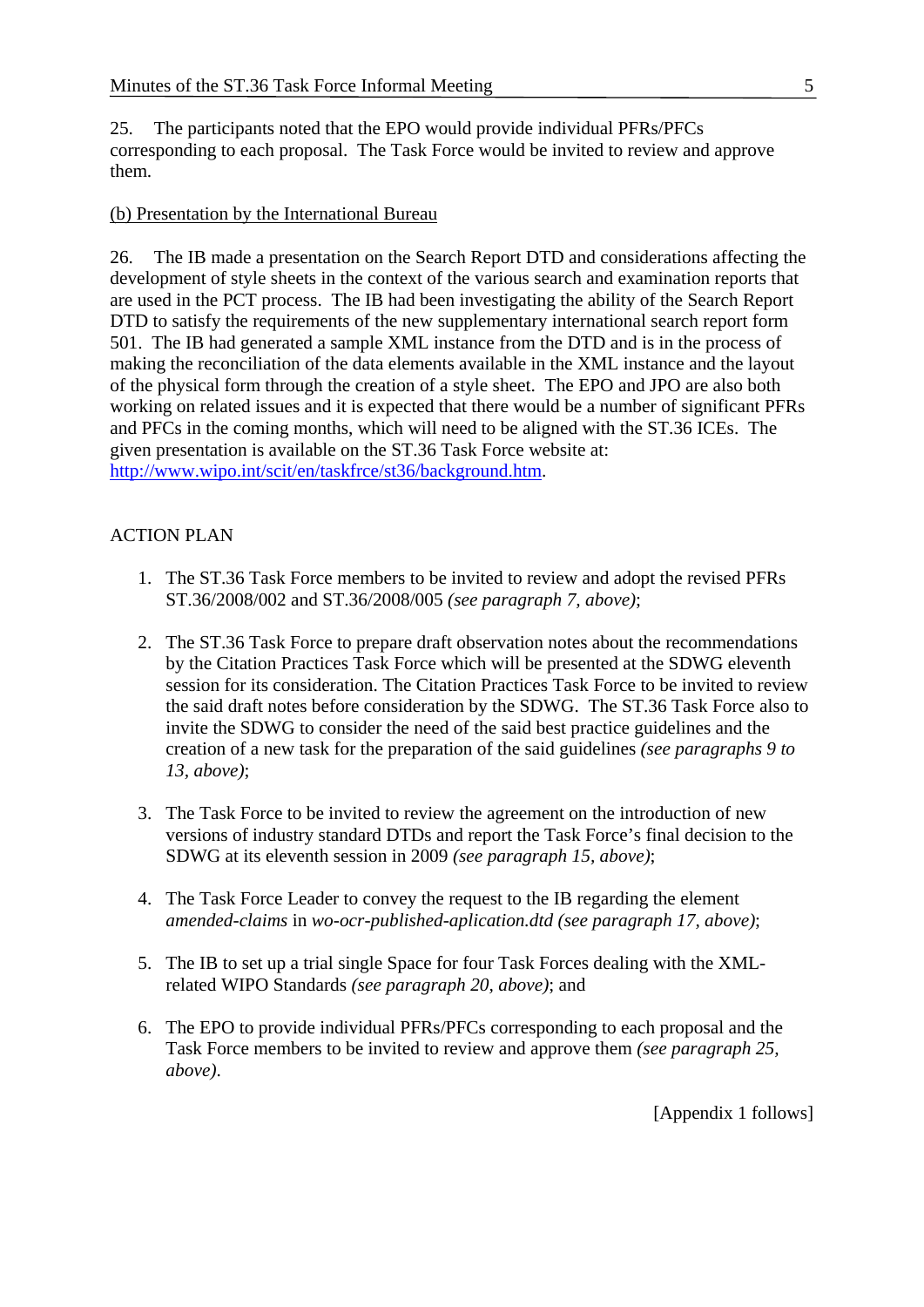25. The participants noted that the EPO would provide individual PFRs/PFCs corresponding to each proposal. The Task Force would be invited to review and approve them.

(b) Presentation by the International Bureau

26. The IB made a presentation on the Search Report DTD and considerations affecting the development of style sheets in the context of the various search and examination reports that are used in the PCT process. The IB had been investigating the ability of the Search Report DTD to satisfy the requirements of the new supplementary international search report form 501. The IB had generated a sample XML instance from the DTD and is in the process of making the reconciliation of the data elements available in the XML instance and the layout of the physical form through the creation of a style sheet. The EPO and JPO are also both working on related issues and it is expected that there would be a number of significant PFRs and PFCs in the coming months, which will need to be aligned with the ST.36 ICEs. The given presentation is available on the ST.36 Task Force website at: http://www.wipo.int/scit/en/taskfrce/st36/background.htm.

ACTION PLAN

1. The ST.36 Task Force members to be invited to review and adopt the revised PFRs ST.36/2008/002 and ST.36/2008/005 *(see paragraph 7, above)*;

2. The ST.36 Task Force to prepare draft observation notes about the recommendations by the Citation Practices Task Force which will be presented at the SDWG eleventh session for its consideration. The Citation Practices Task Force to be invited to review the said draft notes before consideration by the SDWG. The ST.36 Task Force also to invite the SDWG to consider the need of the said best practice guidelines and the creation of a new task for the preparation of the said guidelines *(see paragraphs 9 to 13, above)*;

3. The Task Force to be invited to review the agreement on the introduction of new versions of industry standard DTDs and report the Task Force's final decision to the SDWG at its eleventh session in 2009 *(see paragraph 15, above)*;

4. The Task Force Leader to convey the request to the IB regarding the element *amended-claims* in *wo-ocr-published-aplication.dtd (see paragraph 17, above)*;

5. The IB to set up a trial single Space for four Task Forces dealing with the XML-related WIPO Standards *(see paragraph 20, above)*; and

6. The EPO to provide individual PFRs/PFCs corresponding to each proposal and the Task Force members to be invited to review and approve them *(see paragraph 25, above)*.

[Appendix 1 follows]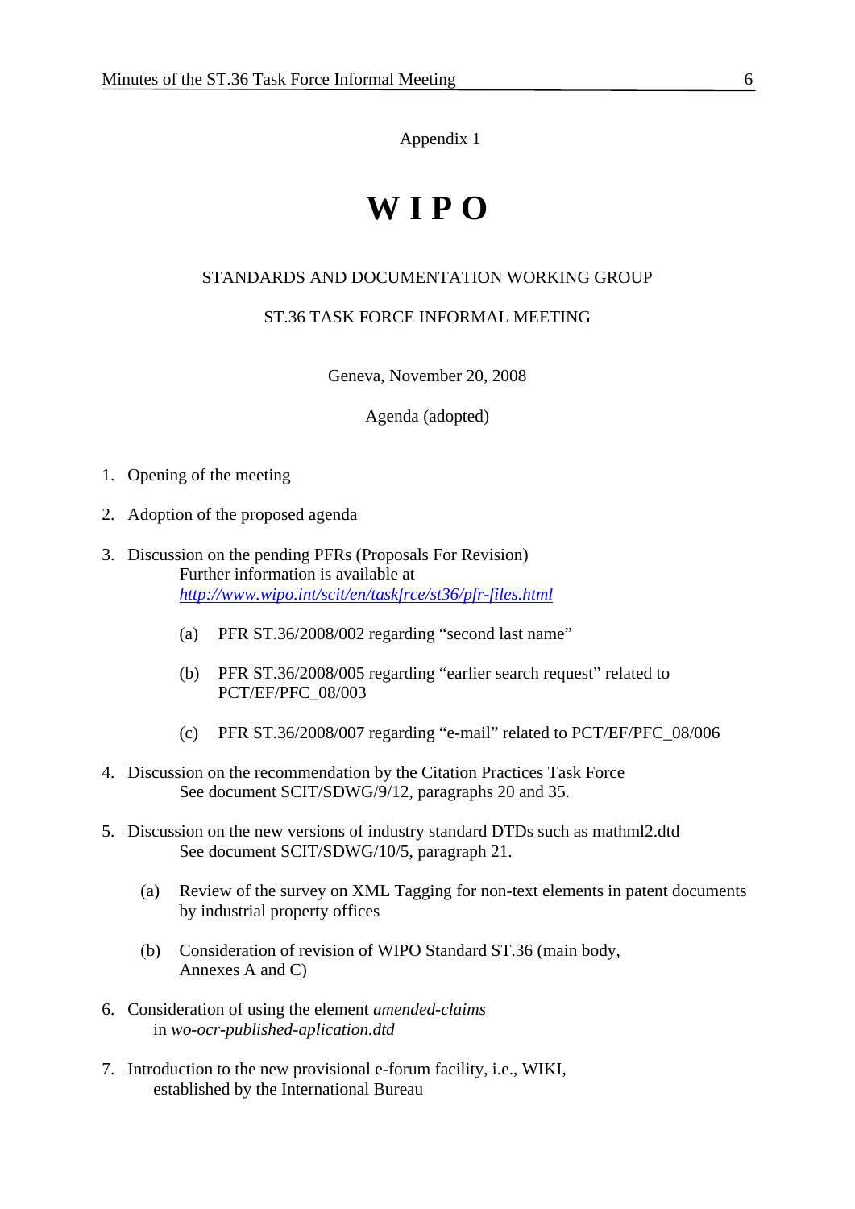Appendix 1

# W I P O

STANDARDS AND DOCUMENTATION WORKING GROUP

ST.36 TASK FORCE INFORMAL MEETING

Geneva, November 20, 2008

Agenda (adopted)

1. Opening of the meeting

2. Adoption of the proposed agenda

3. Discussion on the pending PFRs (Proposals For Revision)
   Further information is available at
   *http://www.wipo.int/scit/en/taskfrce/st36/pfr-files.html*

   (a) PFR ST.36/2008/002 regarding "second last name"

   (b) PFR ST.36/2008/005 regarding "earlier search request" related to PCT/EF/PFC_08/003

   (c) PFR ST.36/2008/007 regarding "e-mail" related to PCT/EF/PFC_08/006

4. Discussion on the recommendation by the Citation Practices Task Force
   See document SCIT/SDWG/9/12, paragraphs 20 and 35.

5. Discussion on the new versions of industry standard DTDs such as mathml2.dtd
   See document SCIT/SDWG/10/5, paragraph 21.

   (a) Review of the survey on XML Tagging for non-text elements in patent documents by industrial property offices

   (b) Consideration of revision of WIPO Standard ST.36 (main body, Annexes A and C)

6. Consideration of using the element *amended-claims* in *wo-ocr-published-aplication.dtd*

7. Introduction to the new provisional e-forum facility, i.e., WIKI, established by the International Bureau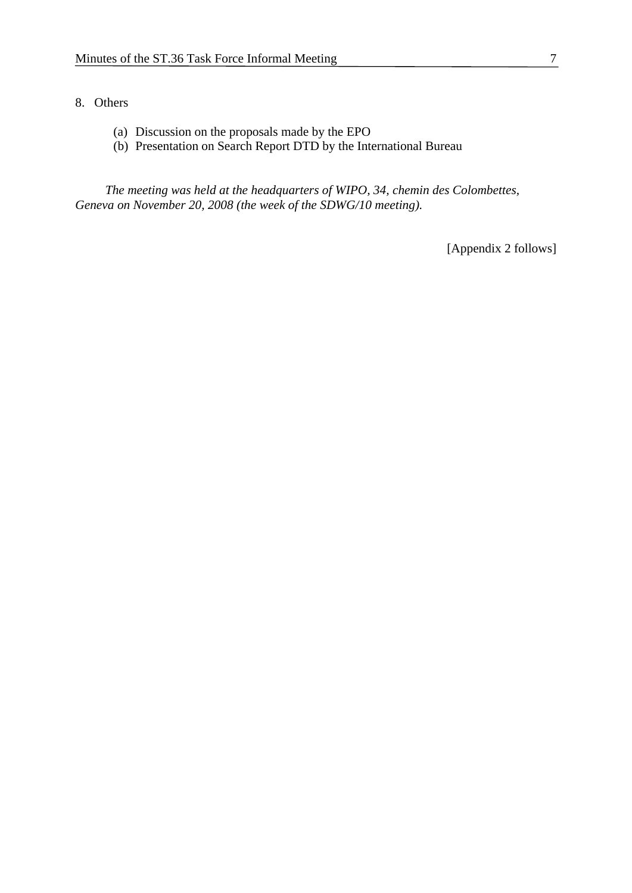8. Others

    (a) Discussion on the proposals made by the EPO
    (b) Presentation on Search Report DTD by the International Bureau

*The meeting was held at the headquarters of WIPO, 34, chemin des Colombettes, Geneva on November 20, 2008 (the week of the SDWG/10 meeting).*

[Appendix 2 follows]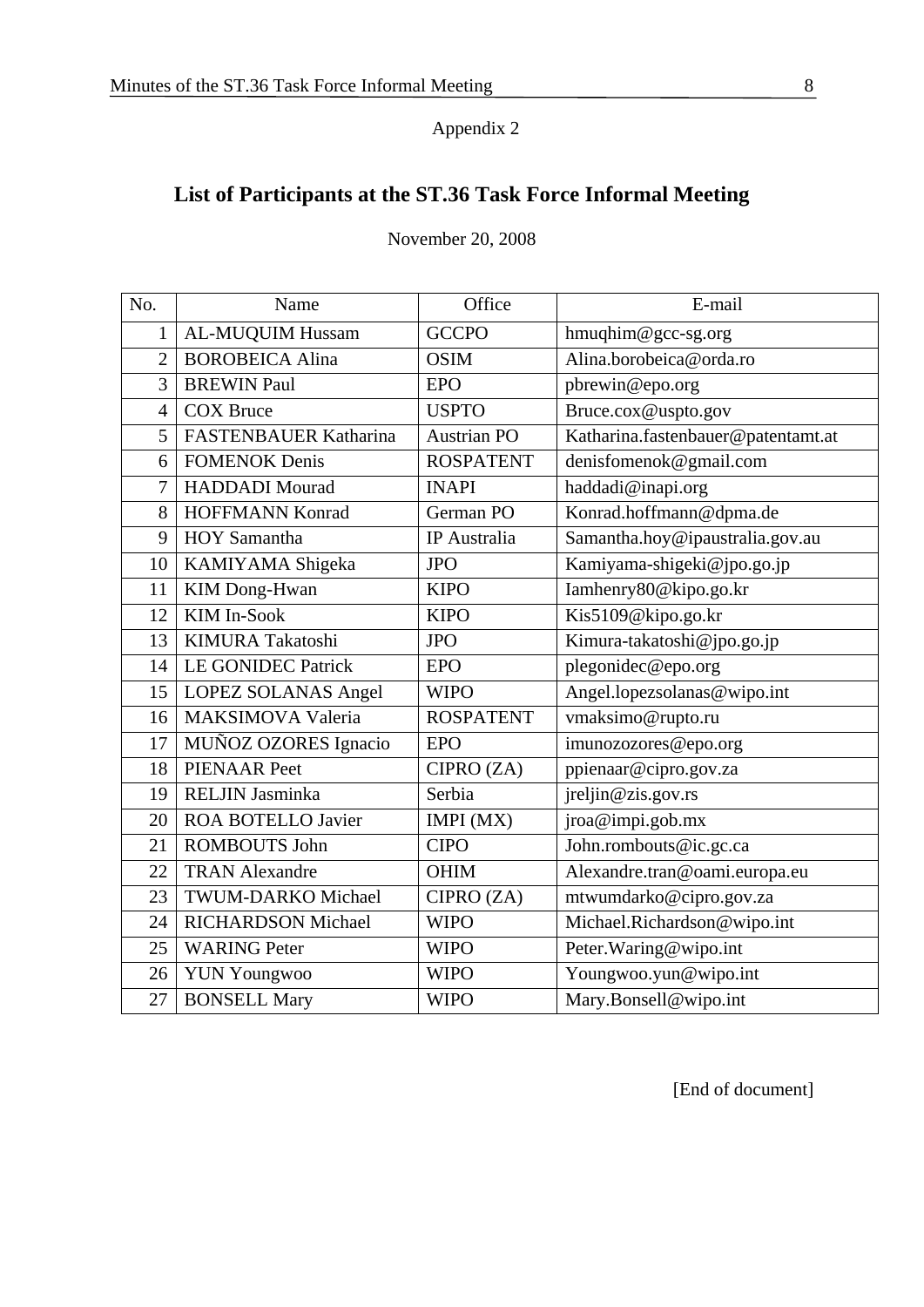Appendix 2

# List of Participants at the ST.36 Task Force Informal Meeting

November 20, 2008

| No. | Name | Office | E-mail |
|---|---|---|---|
| 1 | AL-MUQUIM Hussam | GCCPO | hmuqhim@gcc-sg.org |
| 2 | BOROBEICA Alina | OSIM | Alina.borobeica@orda.ro |
| 3 | BREWIN Paul | EPO | pbrewin@epo.org |
| 4 | COX Bruce | USPTO | Bruce.cox@uspto.gov |
| 5 | FASTENBAUER Katharina | Austrian PO | Katharina.fastenbauer@patentamt.at |
| 6 | FOMENOK Denis | ROSPATENT | denisfomenok@gmail.com |
| 7 | HADDADI Mourad | INAPI | haddadi@inapi.org |
| 8 | HOFFMANN Konrad | German PO | Konrad.hoffmann@dpma.de |
| 9 | HOY Samantha | IP Australia | Samantha.hoy@ipaustralia.gov.au |
| 10 | KAMIYAMA Shigeka | JPO | Kamiyama-shigeki@jpo.go.jp |
| 11 | KIM Dong-Hwan | KIPO | Iamhenry80@kipo.go.kr |
| 12 | KIM In-Sook | KIPO | Kis5109@kipo.go.kr |
| 13 | KIMURA Takatoshi | JPO | Kimura-takatoshi@jpo.go.jp |
| 14 | LE GONIDEC Patrick | EPO | plegonidec@epo.org |
| 15 | LOPEZ SOLANAS Angel | WIPO | Angel.lopezsolanas@wipo.int |
| 16 | MAKSIMOVA Valeria | ROSPATENT | vmaksimo@rupto.ru |
| 17 | MUÑOZ OZORES Ignacio | EPO | imunozozores@epo.org |
| 18 | PIENAAR Peet | CIPRO (ZA) | ppienaar@cipro.gov.za |
| 19 | RELJIN Jasminka | Serbia | jreljin@zis.gov.rs |
| 20 | ROA BOTELLO Javier | IMPI (MX) | jroa@impi.gob.mx |
| 21 | ROMBOUTS John | CIPO | John.rombouts@ic.gc.ca |
| 22 | TRAN Alexandre | OHIM | Alexandre.tran@oami.europa.eu |
| 23 | TWUM-DARKO Michael | CIPRO (ZA) | mtwumdarko@cipro.gov.za |
| 24 | RICHARDSON Michael | WIPO | Michael.Richardson@wipo.int |
| 25 | WARING Peter | WIPO | Peter.Waring@wipo.int |
| 26 | YUN Youngwoo | WIPO | Youngwoo.yun@wipo.int |
| 27 | BONSELL Mary | WIPO | Mary.Bonsell@wipo.int |

[End of document]